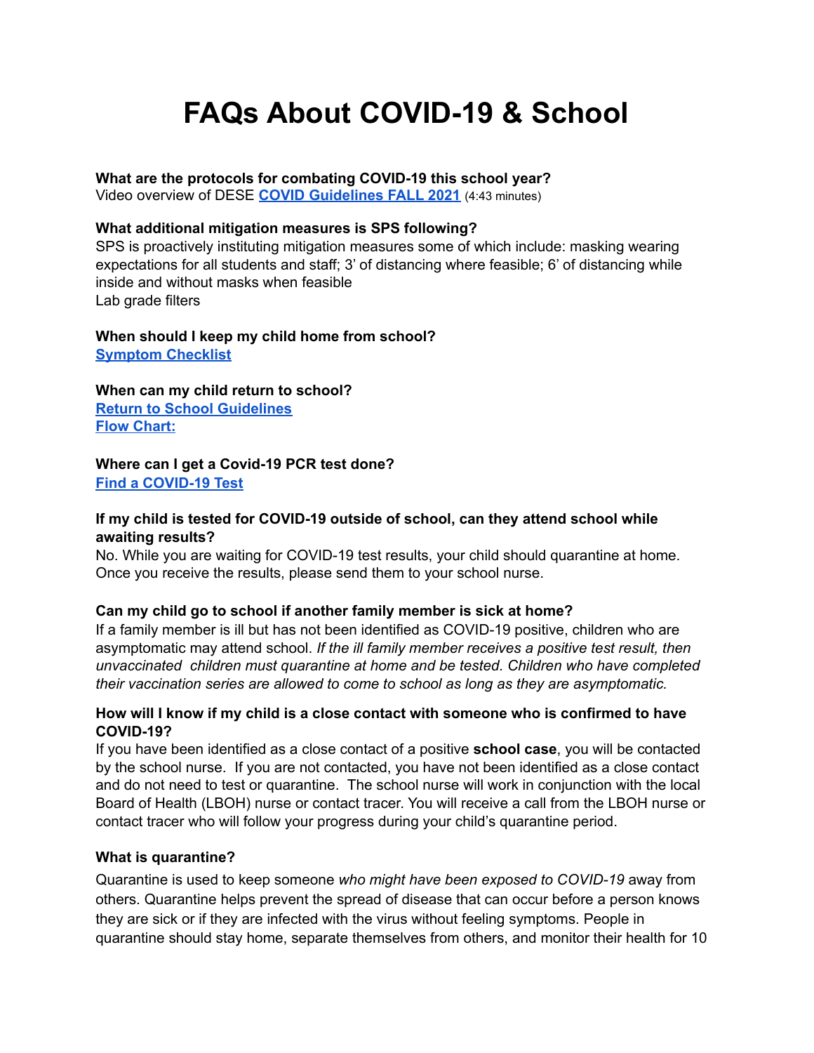# FAQs About COVID-19 & School

**What are the protocols for combating COVID-19 this school year?**
Video overview of DESE **COVID Guidelines FALL 2021** (4:43 minutes)

**What additional mitigation measures is SPS following?**
SPS is proactively instituting mitigation measures some of which include: masking wearing expectations for all students and staff; 3' of distancing where feasible; 6' of distancing while inside and without masks when feasible
Lab grade filters

**When should I keep my child home from school?**
**Symptom Checklist**

**When can my child return to school?**
**Return to School Guidelines**
**Flow Chart:**

**Where can I get a Covid-19 PCR test done?**
**Find a COVID-19 Test**

**If my child is tested for COVID-19 outside of school, can they attend school while awaiting results?**
No. While you are waiting for COVID-19 test results, your child should quarantine at home. Once you receive the results, please send them to your school nurse.

**Can my child go to school if another family member is sick at home?**
If a family member is ill but has not been identified as COVID-19 positive, children who are asymptomatic may attend school. *If the ill family member receives a positive test result, then unvaccinated children must quarantine at home and be tested. Children who have completed their vaccination series are allowed to come to school as long as they are asymptomatic.*

**How will I know if my child is a close contact with someone who is confirmed to have COVID-19?**
If you have been identified as a close contact of a positive **school case**, you will be contacted by the school nurse. If you are not contacted, you have not been identified as a close contact and do not need to test or quarantine. The school nurse will work in conjunction with the local Board of Health (LBOH) nurse or contact tracer. You will receive a call from the LBOH nurse or contact tracer who will follow your progress during your child's quarantine period.

**What is quarantine?**
Quarantine is used to keep someone *who might have been exposed to COVID-19* away from others. Quarantine helps prevent the spread of disease that can occur before a person knows they are sick or if they are infected with the virus without feeling symptoms. People in quarantine should stay home, separate themselves from others, and monitor their health for 10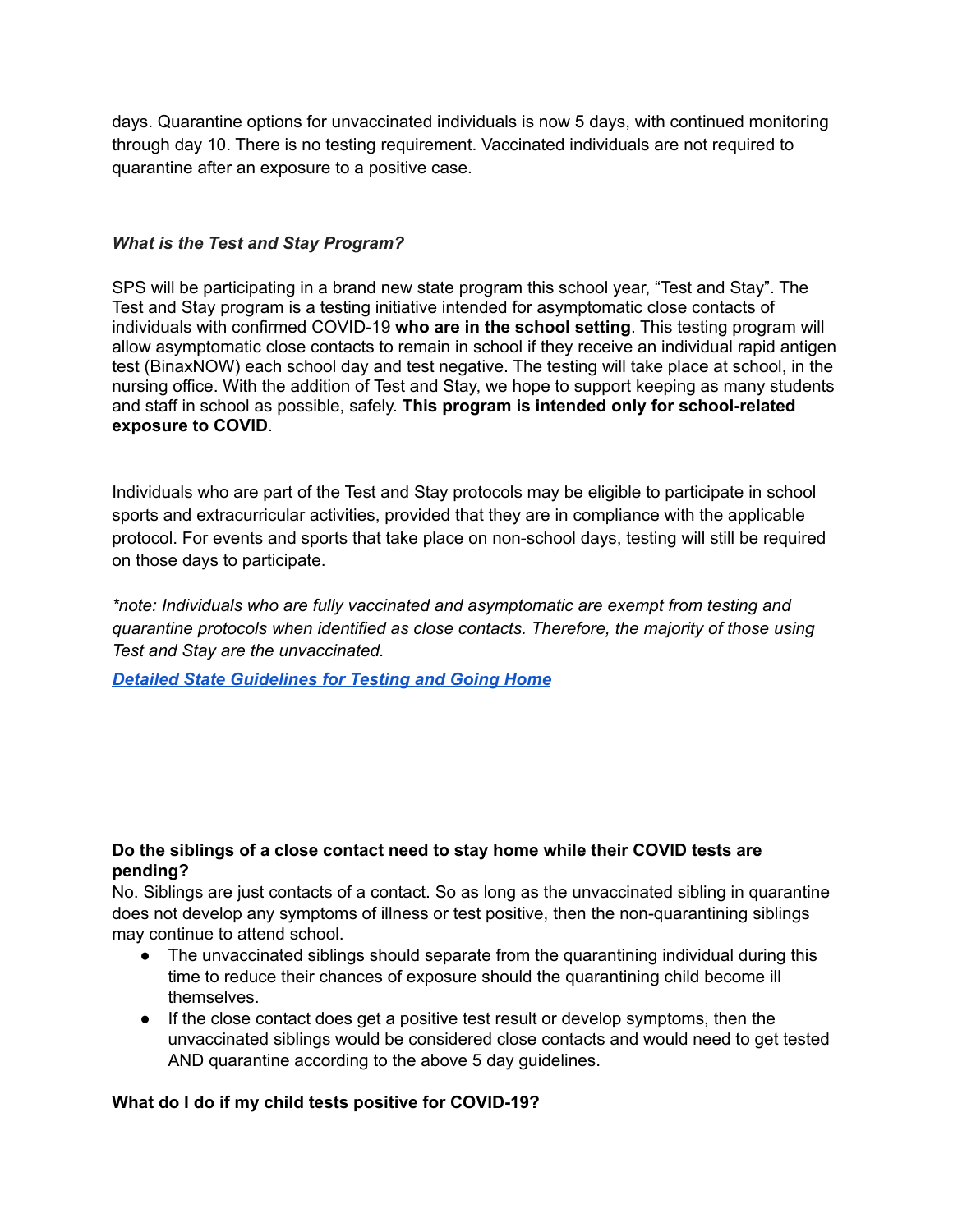days. Quarantine options for unvaccinated individuals is now 5 days, with continued monitoring through day 10. There is no testing requirement. Vaccinated individuals are not required to quarantine after an exposure to a positive case.

***What is the Test and Stay Program?***

SPS will be participating in a brand new state program this school year, "Test and Stay". The Test and Stay program is a testing initiative intended for asymptomatic close contacts of individuals with confirmed COVID-19 **who are in the school setting**. This testing program will allow asymptomatic close contacts to remain in school if they receive an individual rapid antigen test (BinaxNOW) each school day and test negative. The testing will take place at school, in the nursing office. With the addition of Test and Stay, we hope to support keeping as many students and staff in school as possible, safely. **This program is intended only for school-related exposure to COVID**.

Individuals who are part of the Test and Stay protocols may be eligible to participate in school sports and extracurricular activities, provided that they are in compliance with the applicable protocol. For events and sports that take place on non-school days, testing will still be required on those days to participate.

*\*note: Individuals who are fully vaccinated and asymptomatic are exempt from testing and quarantine protocols when identified as close contacts. Therefore, the majority of those using Test and Stay are the unvaccinated.*

***Detailed State Guidelines for Testing and Going Home***

**Do the siblings of a close contact need to stay home while their COVID tests are pending?**

No. Siblings are just contacts of a contact. So as long as the unvaccinated sibling in quarantine does not develop any symptoms of illness or test positive, then the non-quarantining siblings may continue to attend school.

- The unvaccinated siblings should separate from the quarantining individual during this time to reduce their chances of exposure should the quarantining child become ill themselves.
- If the close contact does get a positive test result or develop symptoms, then the unvaccinated siblings would be considered close contacts and would need to get tested AND quarantine according to the above 5 day guidelines.

**What do I do if my child tests positive for COVID-19?**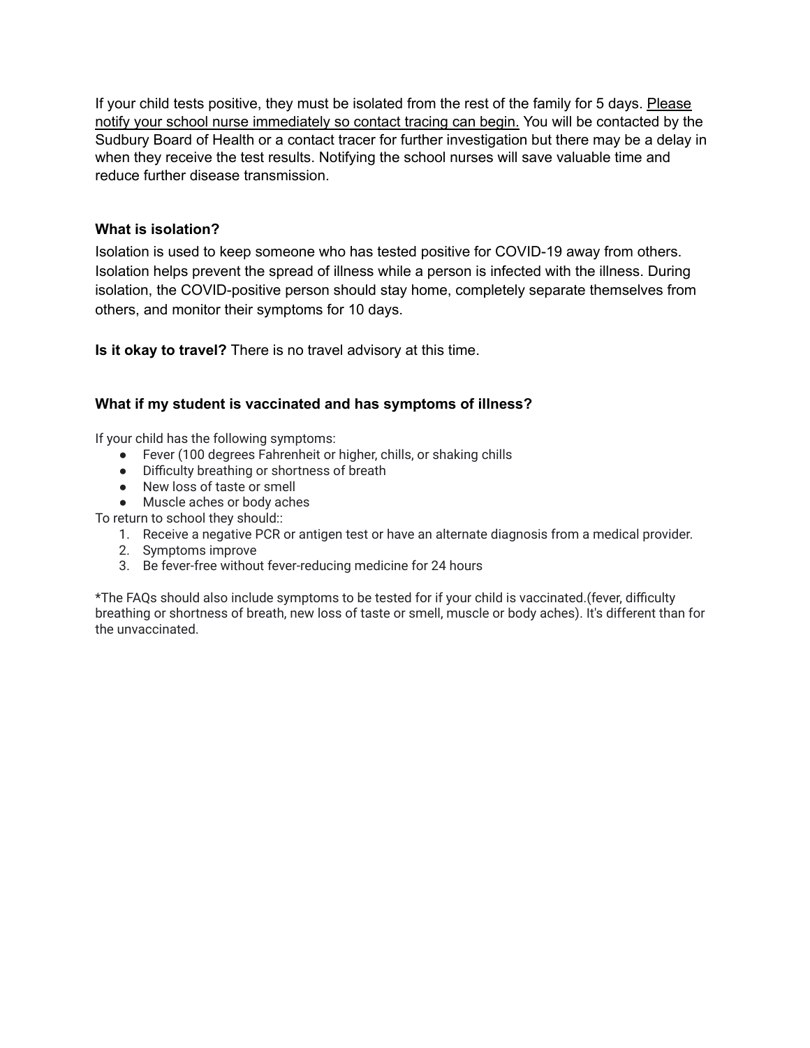If your child tests positive, they must be isolated from the rest of the family for 5 days. Please notify your school nurse immediately so contact tracing can begin. You will be contacted by the Sudbury Board of Health or a contact tracer for further investigation but there may be a delay in when they receive the test results. Notifying the school nurses will save valuable time and reduce further disease transmission.

**What is isolation?**

Isolation is used to keep someone who has tested positive for COVID-19 away from others. Isolation helps prevent the spread of illness while a person is infected with the illness. During isolation, the COVID-positive person should stay home, completely separate themselves from others, and monitor their symptoms for 10 days.

**Is it okay to travel?** There is no travel advisory at this time.

**What if my student is vaccinated and has symptoms of illness?**

If your child has the following symptoms:

- Fever (100 degrees Fahrenheit or higher, chills, or shaking chills
- Difficulty breathing or shortness of breath
- New loss of taste or smell
- Muscle aches or body aches

To return to school they should::

1. Receive a negative PCR or antigen test or have an alternate diagnosis from a medical provider.
2. Symptoms improve
3. Be fever-free without fever-reducing medicine for 24 hours

*The FAQs should also include symptoms to be tested for if your child is vaccinated.(fever, difficulty breathing or shortness of breath, new loss of taste or smell, muscle or body aches). It's different than for the unvaccinated.